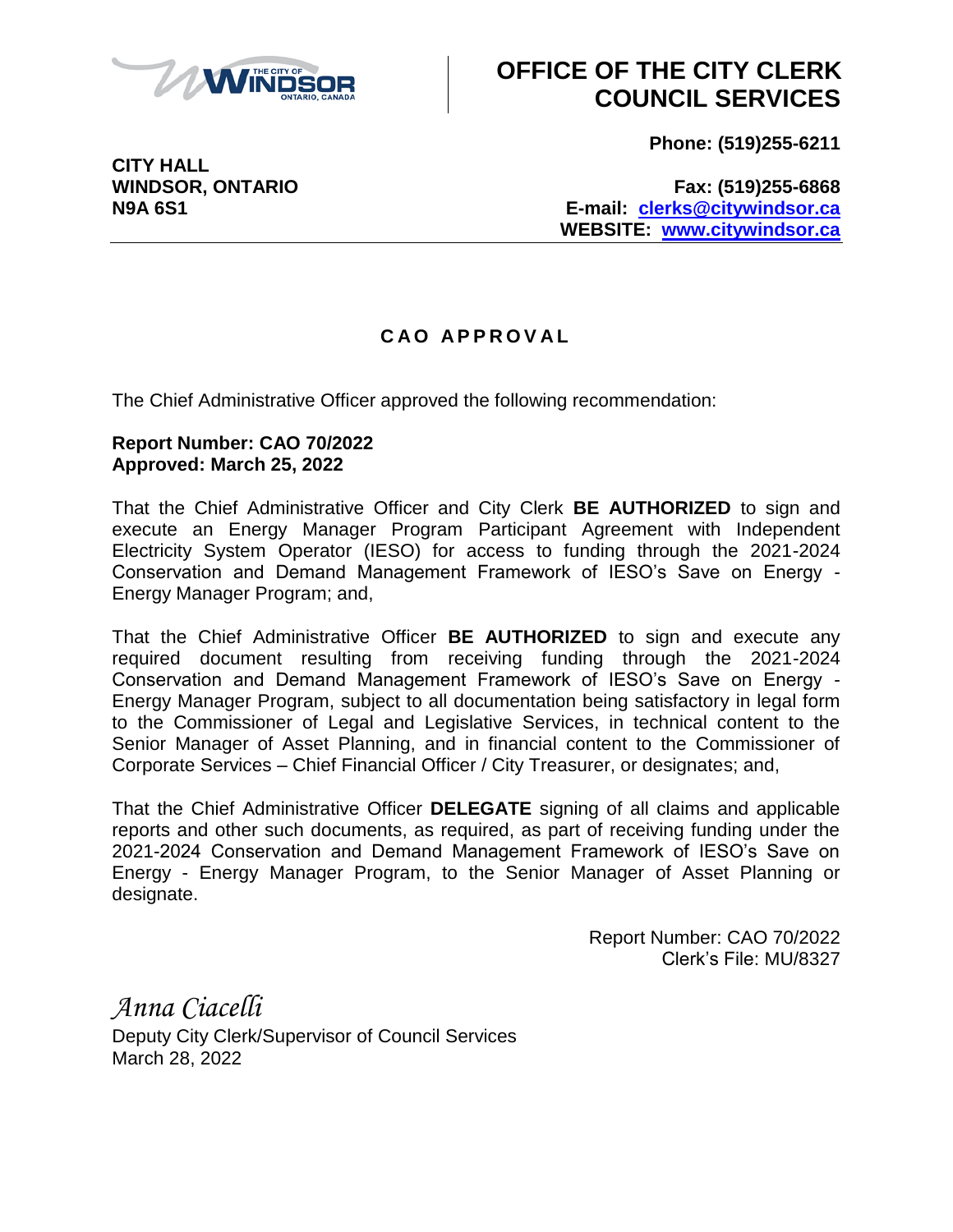# OFFICE OF THE CITY CLERK COUNCIL SERVICES

**CITY HALL**
**WINDSOR, ONTARIO**
**N9A 6S1**

**Phone: (519)255-6211**

**Fax: (519)255-6868**
**E-mail: clerks@citywindsor.ca**
**WEBSITE: www.citywindsor.ca**

---

## CAO APPROVAL

The Chief Administrative Officer approved the following recommendation:

**Report Number: CAO 70/2022**
**Approved: March 25, 2022**

That the Chief Administrative Officer and City Clerk **BE AUTHORIZED** to sign and execute an Energy Manager Program Participant Agreement with Independent Electricity System Operator (IESO) for access to funding through the 2021-2024 Conservation and Demand Management Framework of IESO's Save on Energy - Energy Manager Program; and,

That the Chief Administrative Officer **BE AUTHORIZED** to sign and execute any required document resulting from receiving funding through the 2021-2024 Conservation and Demand Management Framework of IESO's Save on Energy - Energy Manager Program, subject to all documentation being satisfactory in legal form to the Commissioner of Legal and Legislative Services, in technical content to the Senior Manager of Asset Planning, and in financial content to the Commissioner of Corporate Services – Chief Financial Officer / City Treasurer, or designates; and,

That the Chief Administrative Officer **DELEGATE** signing of all claims and applicable reports and other such documents, as required, as part of receiving funding under the 2021-2024 Conservation and Demand Management Framework of IESO's Save on Energy - Energy Manager Program, to the Senior Manager of Asset Planning or designate.

Report Number: CAO 70/2022
Clerk's File: MU/8327

*Anna Ciacelli*
Deputy City Clerk/Supervisor of Council Services
March 28, 2022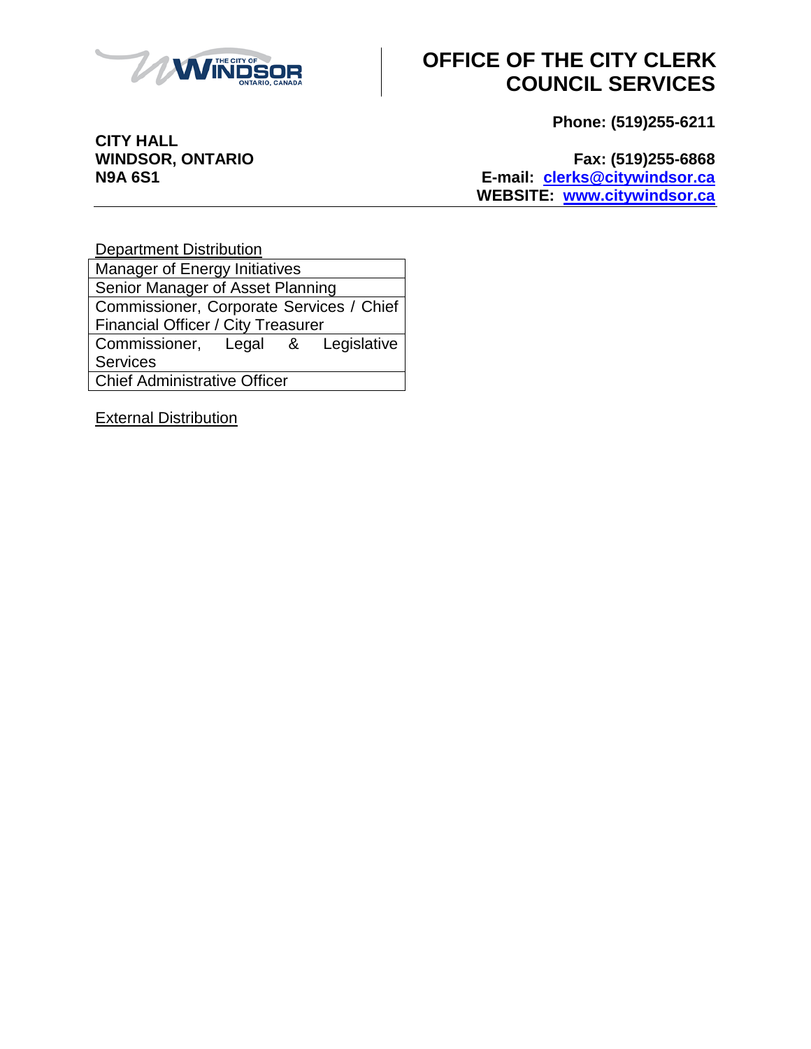# OFFICE OF THE CITY CLERK
# COUNCIL SERVICES

**CITY HALL**
**WINDSOR, ONTARIO**
**N9A 6S1**

**Phone: (519)255-6211**

**Fax: (519)255-6868**
**E-mail: clerks@citywindsor.ca**
**WEBSITE: www.citywindsor.ca**

Department Distribution

| |
|---|
| Manager of Energy Initiatives |
| Senior Manager of Asset Planning |
| Commissioner, Corporate Services / Chief Financial Officer / City Treasurer |
| Commissioner, Legal & Legislative Services |
| Chief Administrative Officer |

External Distribution